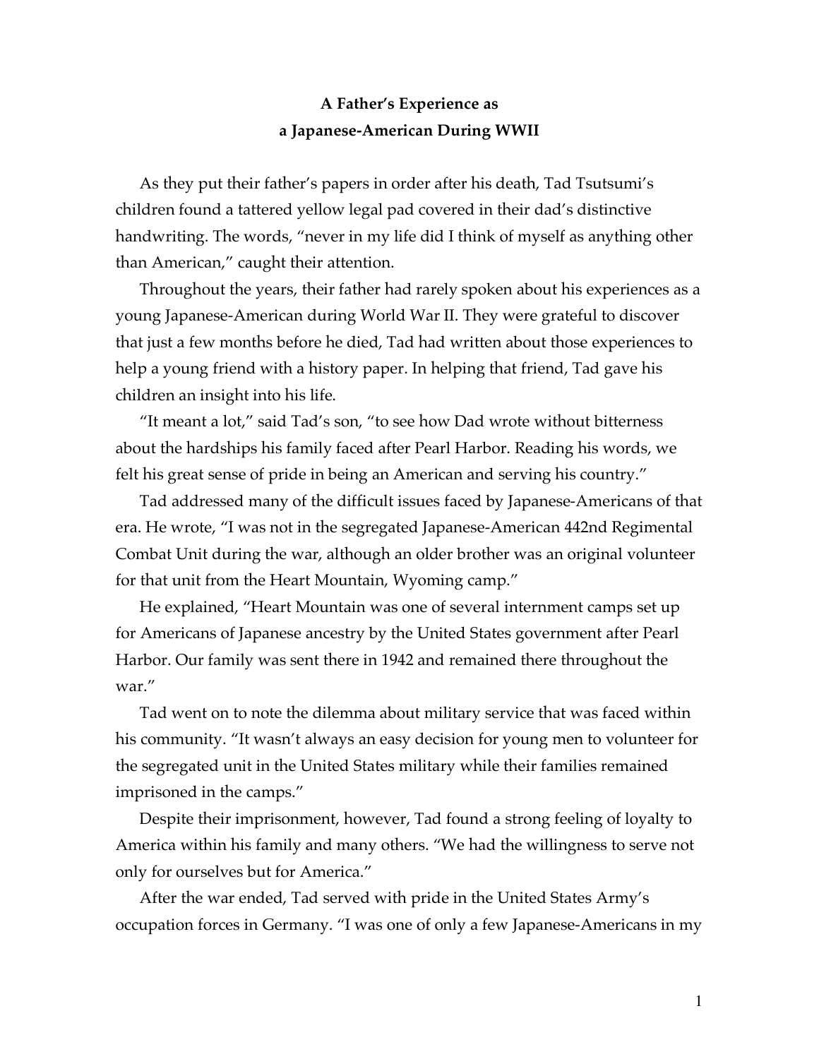# A Father's Experience as a Japanese-American During WWII

As they put their father's papers in order after his death, Tad Tsutsumi's children found a tattered yellow legal pad covered in their dad's distinctive handwriting. The words, "never in my life did I think of myself as anything other than American," caught their attention.

Throughout the years, their father had rarely spoken about his experiences as a young Japanese-American during World War II. They were grateful to discover that just a few months before he died, Tad had written about those experiences to help a young friend with a history paper. In helping that friend, Tad gave his children an insight into his life.

"It meant a lot," said Tad's son, "to see how Dad wrote without bitterness about the hardships his family faced after Pearl Harbor. Reading his words, we felt his great sense of pride in being an American and serving his country."

Tad addressed many of the difficult issues faced by Japanese-Americans of that era. He wrote, "I was not in the segregated Japanese-American 442nd Regimental Combat Unit during the war, although an older brother was an original volunteer for that unit from the Heart Mountain, Wyoming camp."

He explained, "Heart Mountain was one of several internment camps set up for Americans of Japanese ancestry by the United States government after Pearl Harbor. Our family was sent there in 1942 and remained there throughout the war."

Tad went on to note the dilemma about military service that was faced within his community. "It wasn't always an easy decision for young men to volunteer for the segregated unit in the United States military while their families remained imprisoned in the camps."

Despite their imprisonment, however, Tad found a strong feeling of loyalty to America within his family and many others. "We had the willingness to serve not only for ourselves but for America."

After the war ended, Tad served with pride in the United States Army's occupation forces in Germany. "I was one of only a few Japanese-Americans in my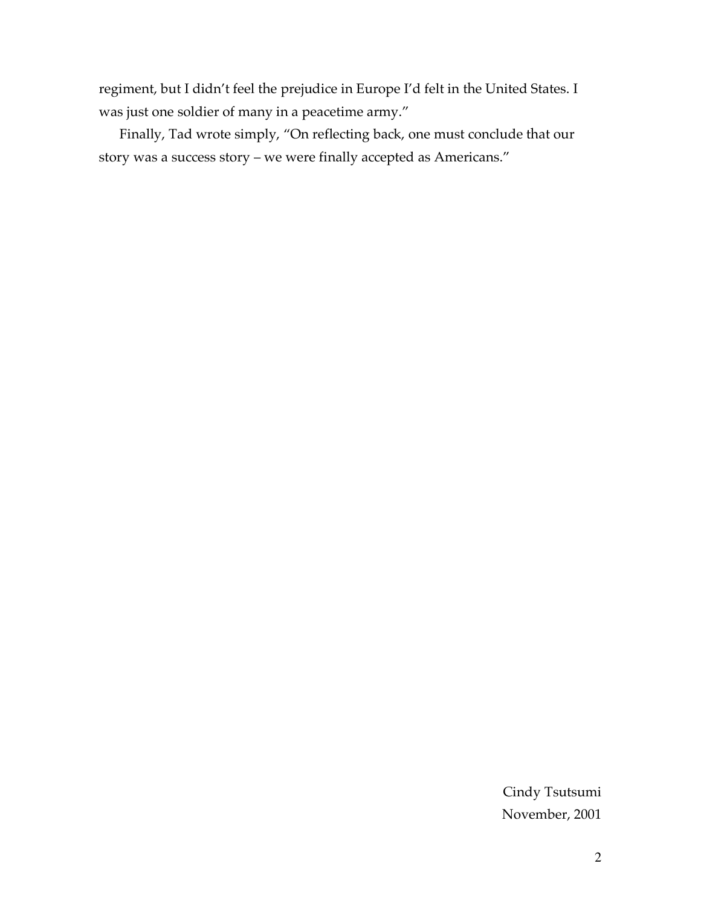regiment, but I didn't feel the prejudice in Europe I'd felt in the United States. I was just one soldier of many in a peacetime army."

Finally, Tad wrote simply, "On reflecting back, one must conclude that our story was a success story – we were finally accepted as Americans."

Cindy Tsutsumi
November, 2001